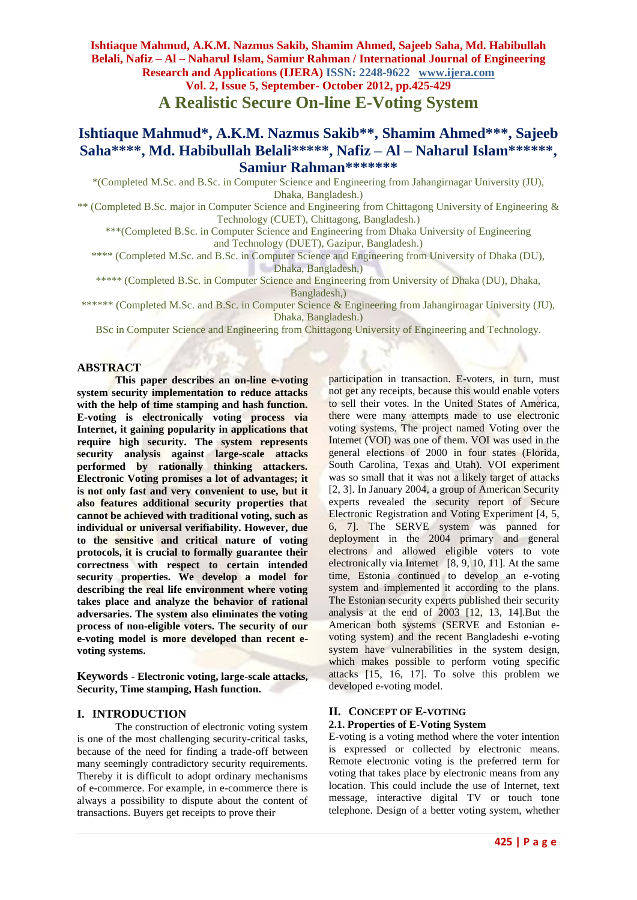# A Realistic Secure On-line E-Voting System

## Ishtiaque Mahmud*, A.K.M. Nazmus Sakib**, Shamim Ahmed***, Sajeeb Saha****, Md. Habibullah Belali*****, Nafiz – Al – Naharul Islam******, Samiur Rahman*******

*(Completed M.Sc. and B.Sc. in Computer Science and Engineering from Jahangirnagar University (JU), Dhaka, Bangladesh.)

** (Completed B.Sc. major in Computer Science and Engineering from Chittagong University of Engineering & Technology (CUET), Chittagong, Bangladesh.)

***(Completed B.Sc. in Computer Science and Engineering from Dhaka University of Engineering and Technology (DUET), Gazipur, Bangladesh.)

**** (Completed M.Sc. and B.Sc. in Computer Science and Engineering from University of Dhaka (DU), Dhaka, Bangladesh,)

***** (Completed B.Sc. in Computer Science and Engineering from University of Dhaka (DU), Dhaka, Bangladesh,)

****** (Completed M.Sc. and B.Sc. in Computer Science & Engineering from Jahangirnagar University (JU), Dhaka, Bangladesh.)

BSc in Computer Science and Engineering from Chittagong University of Engineering and Technology.

## ABSTRACT

**This paper describes an on-line e-voting system security implementation to reduce attacks with the help of time stamping and hash function. E-voting is electronically voting process via Internet, it gaining popularity in applications that require high security. The system represents security analysis against large-scale attacks performed by rationally thinking attackers. Electronic Voting promises a lot of advantages; it is not only fast and very convenient to use, but it also features additional security properties that cannot be achieved with traditional voting, such as individual or universal verifiability. However, due to the sensitive and critical nature of voting protocols, it is crucial to formally guarantee their correctness with respect to certain intended security properties. We develop a model for describing the real life environment where voting takes place and analyze the behavior of rational adversaries. The system also eliminates the voting process of non-eligible voters. The security of our e-voting model is more developed than recent e-voting systems.**

**Keywords - Electronic voting, large-scale attacks, Security, Time stamping, Hash function.**

## I. INTRODUCTION

The construction of electronic voting system is one of the most challenging security-critical tasks, because of the need for finding a trade-off between many seemingly contradictory security requirements. Thereby it is difficult to adopt ordinary mechanisms of e-commerce. For example, in e-commerce there is always a possibility to dispute about the content of transactions. Buyers get receipts to prove their participation in transaction. E-voters, in turn, must not get any receipts, because this would enable voters to sell their votes. In the United States of America, there were many attempts made to use electronic voting systems. The project named Voting over the Internet (VOI) was one of them. VOI was used in the general elections of 2000 in four states (Florida, South Carolina, Texas and Utah). VOI experiment was so small that it was not a likely target of attacks [2, 3]. In January 2004, a group of American Security experts revealed the security report of Secure Electronic Registration and Voting Experiment [4, 5, 6, 7]. The SERVE system was panned for deployment in the 2004 primary and general electrons and allowed eligible voters to vote electronically via Internet [8, 9, 10, 11]. At the same time, Estonia continued to develop an e-voting system and implemented it according to the plans. The Estonian security experts published their security analysis at the end of 2003 [12, 13, 14].But the American both systems (SERVE and Estonian e-voting system) and the recent Bangladeshi e-voting system have vulnerabilities in the system design, which makes possible to perform voting specific attacks [15, 16, 17]. To solve this problem we developed e-voting model.

## II. CONCEPT OF E-VOTING

### 2.1. Properties of E-Voting System

E-voting is a voting method where the voter intention is expressed or collected by electronic means. Remote electronic voting is the preferred term for voting that takes place by electronic means from any location. This could include the use of Internet, text message, interactive digital TV or touch tone telephone. Design of a better voting system, whether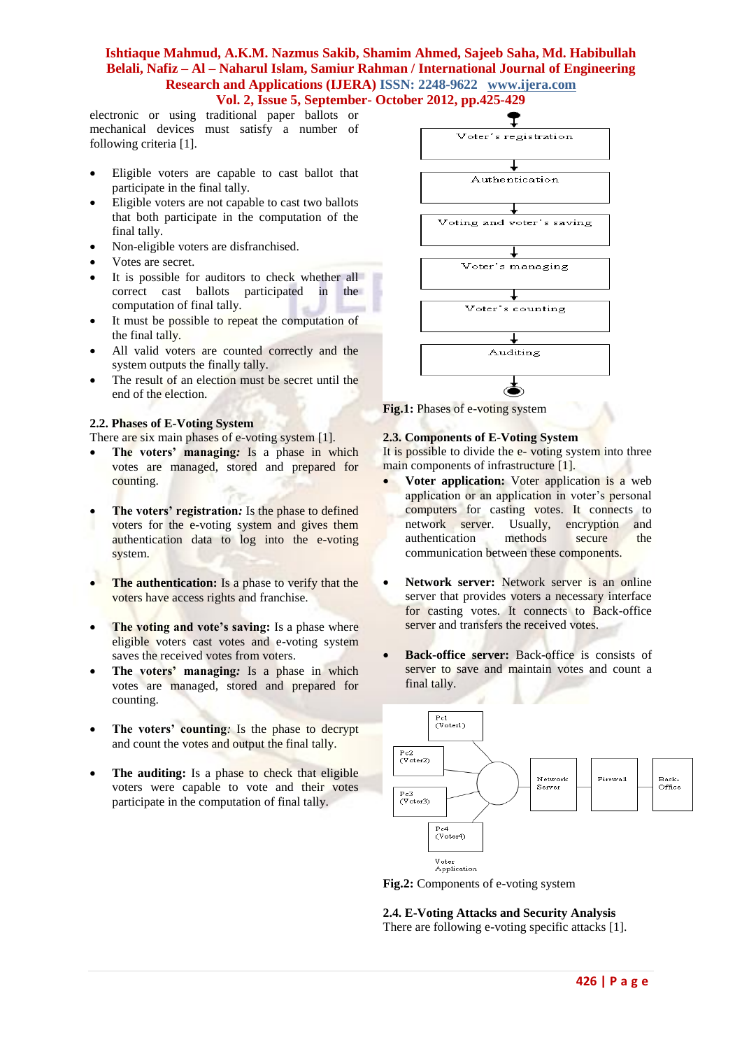electronic or using traditional paper ballots or mechanical devices must satisfy a number of following criteria [1].

- Eligible voters are capable to cast ballot that participate in the final tally.
- Eligible voters are not capable to cast two ballots that both participate in the computation of the final tally.
- Non-eligible voters are disfranchised.
- Votes are secret.
- It is possible for auditors to check whether all correct cast ballots participated in the computation of final tally.
- It must be possible to repeat the computation of the final tally.
- All valid voters are counted correctly and the system outputs the finally tally.
- The result of an election must be secret until the end of the election.

**2.2. Phases of E-Voting System**

There are six main phases of e-voting system [1].

- **The voters' managing*:*** Is a phase in which votes are managed, stored and prepared for counting.
- **The voters' registration*:*** Is the phase to defined voters for the e-voting system and gives them authentication data to log into the e-voting system.
- **The authentication:** Is a phase to verify that the voters have access rights and franchise.
- **The voting and vote's saving:** Is a phase where eligible voters cast votes and e-voting system saves the received votes from voters.
- **The voters' managing*:*** Is a phase in which votes are managed, stored and prepared for counting.
- **The voters' counting***:* Is the phase to decrypt and count the votes and output the final tally.
- **The auditing:** Is a phase to check that eligible voters were capable to vote and their votes participate in the computation of final tally.

Voter's registration → Authentication → Voting and voter's saving → Voter's managing → Voter's counting → Auditing

**Fig.1:** Phases of e-voting system

**2.3. Components of E-Voting System**

It is possible to divide the e- voting system into three main components of infrastructure [1].

- **Voter application:** Voter application is a web application or an application in voter's personal computers for casting votes. It connects to network server. Usually, encryption and authentication methods secure the communication between these components.
- **Network server:** Network server is an online server that provides voters a necessary interface for casting votes. It connects to Back-office server and transfers the received votes.
- **Back-office server:** Back-office is consists of server to save and maintain votes and count a final tally.

Pc1 (Voter1), Pc2 (Voter2), Pc3 (Voter3), Pc4 (Voter4) — Voter Application → Network Server → Firewall → Back-Office

**Fig.2:** Components of e-voting system

**2.4. E-Voting Attacks and Security Analysis**

There are following e-voting specific attacks [1].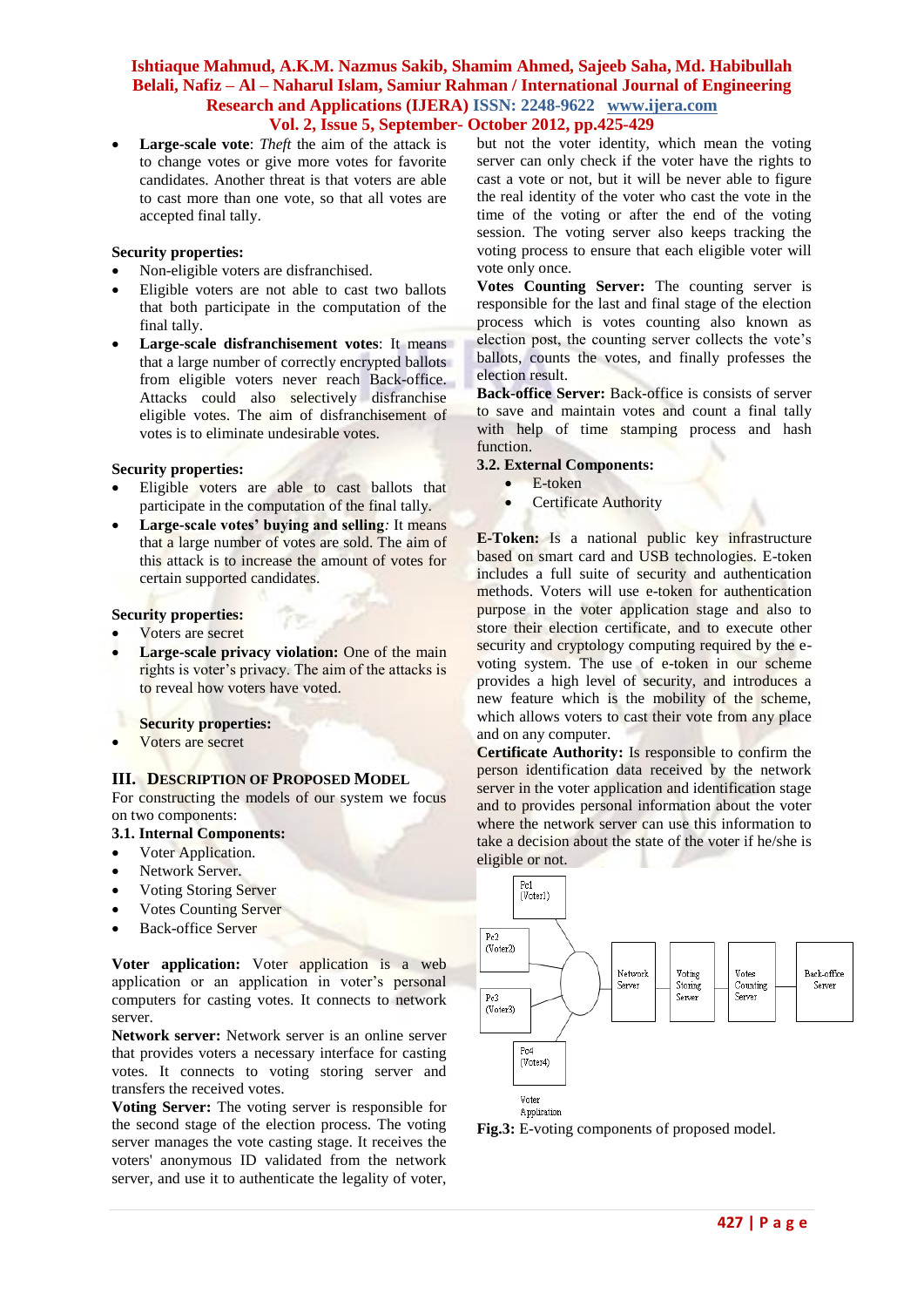- **Large-scale vote**: *Theft* the aim of the attack is to change votes or give more votes for favorite candidates. Another threat is that voters are able to cast more than one vote, so that all votes are accepted final tally.

**Security properties:**

- Non-eligible voters are disfranchised.
- Eligible voters are not able to cast two ballots that both participate in the computation of the final tally.
- **Large-scale disfranchisement votes**: It means that a large number of correctly encrypted ballots from eligible voters never reach Back-office. Attacks could also selectively disfranchise eligible votes. The aim of disfranchisement of votes is to eliminate undesirable votes.

**Security properties:**

- Eligible voters are able to cast ballots that participate in the computation of the final tally.
- **Large-scale votes' buying and selling***:* It means that a large number of votes are sold. The aim of this attack is to increase the amount of votes for certain supported candidates.

**Security properties:**

- Voters are secret
- **Large-scale privacy violation:** One of the main rights is voter's privacy. The aim of the attacks is to reveal how voters have voted.

**Security properties:**

- Voters are secret

## III. Description of Proposed Model

For constructing the models of our system we focus on two components:

### 3.1. Internal Components:

- Voter Application.
- Network Server.
- Voting Storing Server
- Votes Counting Server
- Back-office Server

**Voter application:** Voter application is a web application or an application in voter's personal computers for casting votes. It connects to network server.

**Network server:** Network server is an online server that provides voters a necessary interface for casting votes. It connects to voting storing server and transfers the received votes.

**Voting Server:** The voting server is responsible for the second stage of the election process. The voting server manages the vote casting stage. It receives the voters' anonymous ID validated from the network server, and use it to authenticate the legality of voter, but not the voter identity, which mean the voting server can only check if the voter have the rights to cast a vote or not, but it will be never able to figure the real identity of the voter who cast the vote in the time of the voting or after the end of the voting session. The voting server also keeps tracking the voting process to ensure that each eligible voter will vote only once.

**Votes Counting Server:** The counting server is responsible for the last and final stage of the election process which is votes counting also known as election post, the counting server collects the vote's ballots, counts the votes, and finally professes the election result.

**Back-office Server:** Back-office is consists of server to save and maintain votes and count a final tally with help of time stamping process and hash function.

### 3.2. External Components:

- E-token
- Certificate Authority

**E-Token:** Is a national public key infrastructure based on smart card and USB technologies. E-token includes a full suite of security and authentication methods. Voters will use e-token for authentication purpose in the voter application stage and also to store their election certificate, and to execute other security and cryptology computing required by the e-voting system. The use of e-token in our scheme provides a high level of security, and introduces a new feature which is the mobility of the scheme, which allows voters to cast their vote from any place and on any computer.

**Certificate Authority:** Is responsible to confirm the person identification data received by the network server in the voter application and identification stage and to provides personal information about the voter where the network server can use this information to take a decision about the state of the voter if he/she is eligible or not.

Pc1 (Voter1) | Pc2 (Voter2) | Pc3 (Voter3) | Pc4 (Voter4) — Voter Application → Network Server → Voting Storing Server → Votes Counting Server → Back-office Server

**Fig.3:** E-voting components of proposed model.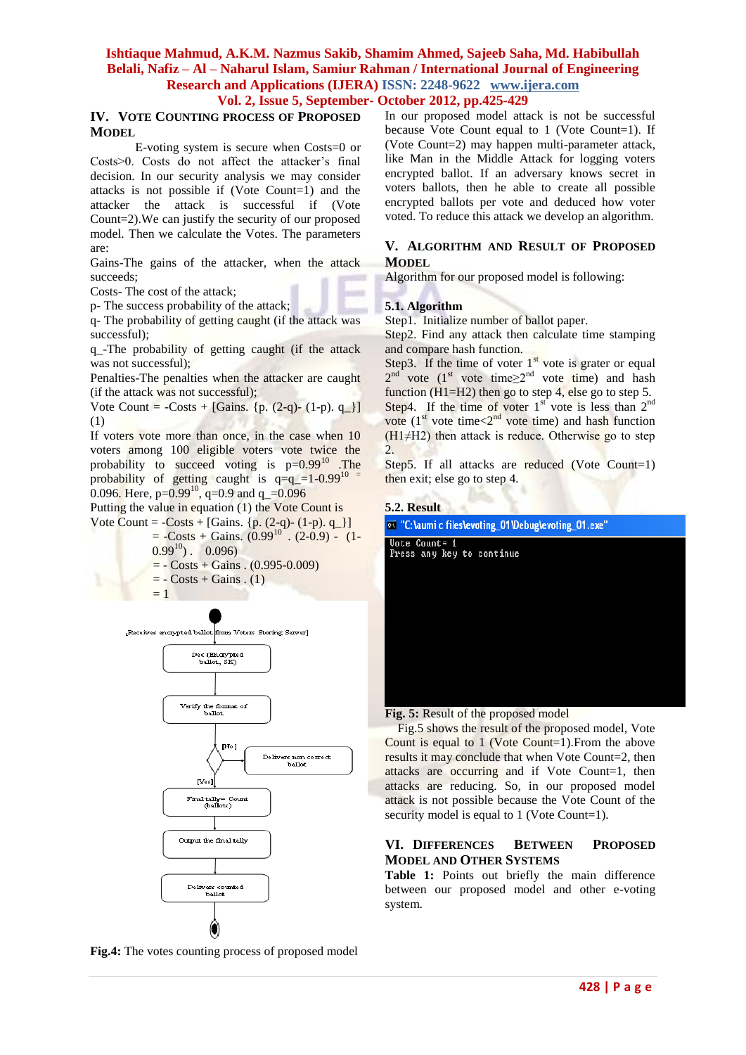## IV. VOTE COUNTING PROCESS OF PROPOSED MODEL

E-voting system is secure when Costs=0 or Costs>0. Costs do not affect the attacker's final decision. In our security analysis we may consider attacks is not possible if (Vote Count=1) and the attacker the attack is successful if (Vote Count=2).We can justify the security of our proposed model. Then we calculate the Votes. The parameters are:

Gains-The gains of the attacker, when the attack succeeds;

Costs- The cost of the attack;

p- The success probability of the attack;

q- The probability of getting caught (if the attack was successful);

q_-The probability of getting caught (if the attack was not successful);

Penalties-The penalties when the attacker are caught (if the attack was not successful);

Vote Count = -Costs + [Gains. {p. (2-q)- (1-p). q_}] (1)

If voters vote more than once, in the case when 10 voters among 100 eligible voters vote twice the probability to succeed voting is $p=0.99^{10}$ .The probability of getting caught is $q=q\_=1-0.99^{10} = 0.096$. Here, $p=0.99^{10}$, $q=0.9$ and $q\_=0.096$

Putting the value in equation (1) the Vote Count is

Vote Count = -Costs + [Gains. {p. (2-q)- (1-p). q_}]
= -Costs + Gains. ($0.99^{10}$ . (2-0.9) - (1-$0.99^{10}$) . 0.096)
= - Costs + Gains . (0.995-0.009)
= - Costs + Gains . (1)
= 1

Fig.4: The votes counting process of proposed model

In our proposed model attack is not be successful because Vote Count equal to 1 (Vote Count=1). If (Vote Count=2) may happen multi-parameter attack, like Man in the Middle Attack for logging voters encrypted ballot. If an adversary knows secret in voters ballots, then he able to create all possible encrypted ballots per vote and deduced how voter voted. To reduce this attack we develop an algorithm.

## V. ALGORITHM AND RESULT OF PROPOSED MODEL

Algorithm for our proposed model is following:

### 5.1. Algorithm

Step1. Initialize number of ballot paper.

Step2. Find any attack then calculate time stamping and compare hash function.

Step3. If the time of voter 1st vote is grater or equal 2nd vote (1st vote time≥2nd vote time) and hash function (H1=H2) then go to step 4, else go to step 5.

Step4. If the time of voter 1st vote is less than 2nd vote (1st vote time<2nd vote time) and hash function (H1≠H2) then attack is reduce. Otherwise go to step 2.

Step5. If all attacks are reduced (Vote Count=1) then exit; else go to step 4.

### 5.2. Result

```
"C:\aumi c files\evoting_01\Debug\evoting_01.exe"
Vote Count= 1
Press any key to continue
```

**Fig. 5:** Result of the proposed model

Fig.5 shows the result of the proposed model, Vote Count is equal to 1 (Vote Count=1).From the above results it may conclude that when Vote Count=2, then attacks are occurring and if Vote Count=1, then attacks are reducing. So, in our proposed model attack is not possible because the Vote Count of the security model is equal to 1 (Vote Count=1).

## VI. DIFFERENCES BETWEEN PROPOSED MODEL AND OTHER SYSTEMS

**Table 1:** Points out briefly the main difference between our proposed model and other e-voting system.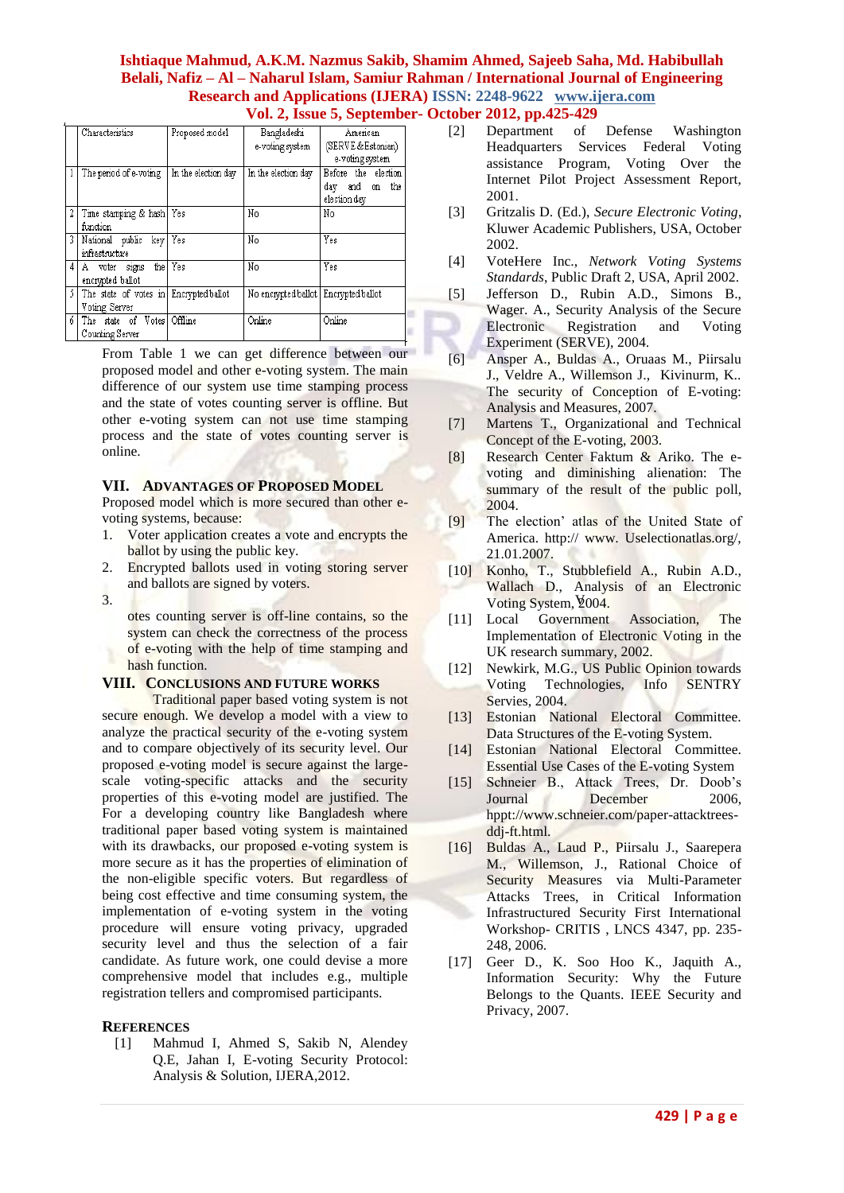| | Characteristics | Proposed model | Bangladeshi e-voting system | American (SERVE & Estonian) e-voting system |
|---|---|---|---|---|
| 1 | The period of e-voting | In the election day | In the election day | Before the election day and on the election day |
| 2 | Time stamping & hash function | Yes | No | No |
| 3 | National public key infrastructure | Yes | No | Yes |
| 4 | A voter signs the encrypted ballot | Yes | No | Yes |
| 5 | The state of votes in Voting Server | Encrypted ballot | No encrypted ballot | Encrypted ballot |
| 6 | The state of Votes Counting Server | Offline | Online | Online |

From Table 1 we can get difference between our proposed model and other e-voting system. The main difference of our system use time stamping process and the state of votes counting server is offline. But other e-voting system can not use time stamping process and the state of votes counting server is online.

## VII. Advantages of Proposed Model

Proposed model which is more secured than other e-voting systems, because:

1. Voter application creates a vote and encrypts the ballot by using the public key.
2. Encrypted ballots used in voting storing server and ballots are signed by voters.
3. otes counting server is off-line contains, so the system can check the correctness of the process of e-voting with the help of time stamping and hash function.

## VIII. Conclusions and Future Works

Traditional paper based voting system is not secure enough. We develop a model with a view to analyze the practical security of the e-voting system and to compare objectively of its security level. Our proposed e-voting model is secure against the large-scale voting-specific attacks and the security properties of this e-voting model are justified. The For a developing country like Bangladesh where traditional paper based voting system is maintained with its drawbacks, our proposed e-voting system is more secure as it has the properties of elimination of the non-eligible specific voters. But regardless of being cost effective and time consuming system, the implementation of e-voting system in the voting procedure will ensure voting privacy, upgraded security level and thus the selection of a fair candidate. As future work, one could devise a more comprehensive model that includes e.g., multiple registration tellers and compromised participants.

## References

[1] Mahmud I, Ahmed S, Sakib N, Alendey Q.E, Jahan I, E-voting Security Protocol: Analysis & Solution, IJERA,2012.

[2] Department of Defense Washington Headquarters Services Federal Voting assistance Program, Voting Over the Internet Pilot Project Assessment Report, 2001.

[3] Gritzalis D. (Ed.), *Secure Electronic Voting*, Kluwer Academic Publishers, USA, October 2002.

[4] VoteHere Inc., *Network Voting Systems Standards*, Public Draft 2, USA, April 2002.

[5] Jefferson D., Rubin A.D., Simons B., Wager. A., Security Analysis of the Secure Electronic Registration and Voting Experiment (SERVE), 2004.

[6] Ansper A., Buldas A., Oruaas M., Piirsalu J., Veldre A., Willemson J., Kivinurm, K.. The security of Conception of E-voting: Analysis and Measures, 2007.

[7] Martens T., Organizational and Technical Concept of the E-voting, 2003.

[8] Research Center Faktum & Ariko. The e-voting and diminishing alienation: The summary of the result of the public poll, 2004.

[9] The election' atlas of the United State of America. http:// www. Uselectionatlas.org/, 21.01.2007.

[10] Konho, T., Stubblefield A., Rubin A.D., Wallach D., Analysis of an Electronic Voting System, 2004.

[11] Local Government Association, The Implementation of Electronic Voting in the UK research summary, 2002.

[12] Newkirk, M.G., US Public Opinion towards Voting Technologies, Info SENTRY Servies, 2004.

[13] Estonian National Electoral Committee. Data Structures of the E-voting System.

[14] Estonian National Electoral Committee. Essential Use Cases of the E-voting System

[15] Schneier B., Attack Trees, Dr. Doob's Journal December 2006, hppt://www.schneier.com/paper-attacktrees-ddj-ft.html.

[16] Buldas A., Laud P., Piirsalu J., Saarepera M., Willemson, J., Rational Choice of Security Measures via Multi-Parameter Attacks Trees, in Critical Information Infrastructured Security First International Workshop- CRITIS , LNCS 4347, pp. 235-248, 2006.

[17] Geer D., K. Soo Hoo K., Jaquith A., Information Security: Why the Future Belongs to the Quants. IEEE Security and Privacy, 2007.